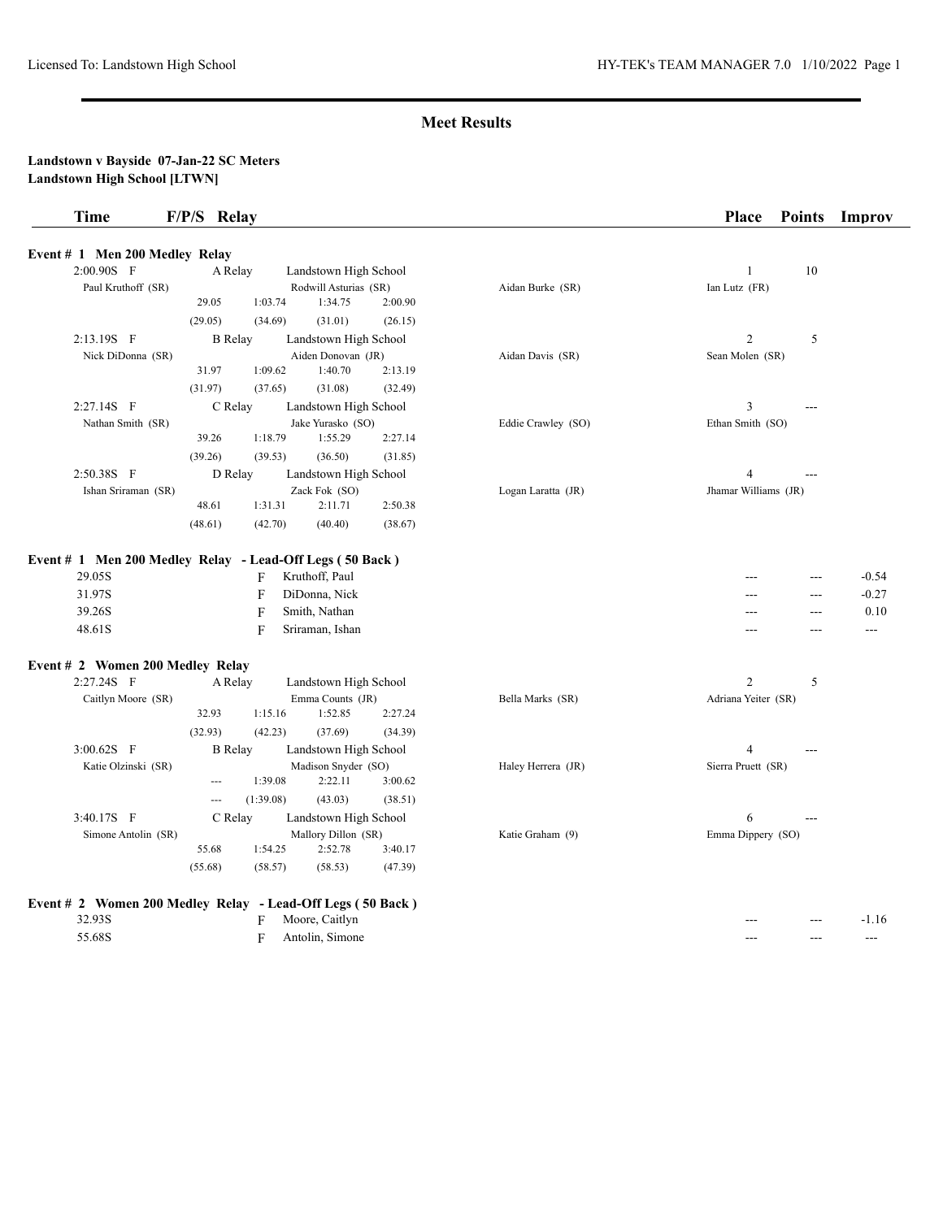## Meet Results

**Landstown v Bayside 07-Jan-22 SC Meters**
**Landstown High School [LTWN]**

| Time | F/P/S | Relay | | | | Place | Points | Improv |
|---|---|---|---|---|---|---|---|---|

**Event # 1 Men 200 Medley Relay**

| Time | F/P/S | Relay | Team | | | Place | Points | Improv |
|---|---|---|---|---|---|---|---|---|
| 2:00.90S | F | A Relay | Landstown High School | | | 1 | 10 | |
| Paul Kruthoff (SR) | | | Rodwill Asturias (SR) | Aidan Burke (SR) | Ian Lutz (FR) | | | |
| | 29.05 | 1:03.74 | 1:34.75 | 2:00.90 | | | | |
| | (29.05) | (34.69) | (31.01) | (26.15) | | | | |
| 2:13.19S | F | B Relay | Landstown High School | | | 2 | 5 | |
| Nick DiDonna (SR) | | | Aiden Donovan (JR) | Aidan Davis (SR) | Sean Molen (SR) | | | |
| | 31.97 | 1:09.62 | 1:40.70 | 2:13.19 | | | | |
| | (31.97) | (37.65) | (31.08) | (32.49) | | | | |
| 2:27.14S | F | C Relay | Landstown High School | | | 3 | --- | |
| Nathan Smith (SR) | | | Jake Yurasko (SO) | Eddie Crawley (SO) | Ethan Smith (SO) | | | |
| | 39.26 | 1:18.79 | 1:55.29 | 2:27.14 | | | | |
| | (39.26) | (39.53) | (36.50) | (31.85) | | | | |
| 2:50.38S | F | D Relay | Landstown High School | | | 4 | --- | |
| Ishan Sriraman (SR) | | | Zack Fok (SO) | Logan Laratta (JR) | Jhamar Williams (JR) | | | |
| | 48.61 | 1:31.31 | 2:11.71 | 2:50.38 | | | | |
| | (48.61) | (42.70) | (40.40) | (38.67) | | | | |

**Event # 1 Men 200 Medley Relay - Lead-Off Legs ( 50 Back )**

| Time | F/P/S | Name | Place | Points | Improv |
|---|---|---|---|---|---|
| 29.05S | F | Kruthoff, Paul | --- | --- | -0.54 |
| 31.97S | F | DiDonna, Nick | --- | --- | -0.27 |
| 39.26S | F | Smith, Nathan | --- | --- | 0.10 |
| 48.61S | F | Sriraman, Ishan | --- | --- | --- |

**Event # 2 Women 200 Medley Relay**

| Time | F/P/S | Relay | Team | | | Place | Points | Improv |
|---|---|---|---|---|---|---|---|---|
| 2:27.24S | F | A Relay | Landstown High School | | | 2 | 5 | |
| Caitlyn Moore (SR) | | | Emma Counts (JR) | Bella Marks (SR) | Adriana Yeiter (SR) | | | |
| | 32.93 | 1:15.16 | 1:52.85 | 2:27.24 | | | | |
| | (32.93) | (42.23) | (37.69) | (34.39) | | | | |
| 3:00.62S | F | B Relay | Landstown High School | | | 4 | --- | |
| Katie Olzinski (SR) | | | Madison Snyder (SO) | Haley Herrera (JR) | Sierra Pruett (SR) | | | |
| | --- | 1:39.08 | 2:22.11 | 3:00.62 | | | | |
| | --- | (1:39.08) | (43.03) | (38.51) | | | | |
| 3:40.17S | F | C Relay | Landstown High School | | | 6 | --- | |
| Simone Antolin (SR) | | | Mallory Dillon (SR) | Katie Graham (9) | Emma Dippery (SO) | | | |
| | 55.68 | 1:54.25 | 2:52.78 | 3:40.17 | | | | |
| | (55.68) | (58.57) | (58.53) | (47.39) | | | | |

**Event # 2 Women 200 Medley Relay - Lead-Off Legs ( 50 Back )**

| Time | F/P/S | Name | Place | Points | Improv |
|---|---|---|---|---|---|
| 32.93S | F | Moore, Caitlyn | --- | --- | -1.16 |
| 55.68S | F | Antolin, Simone | --- | --- | --- |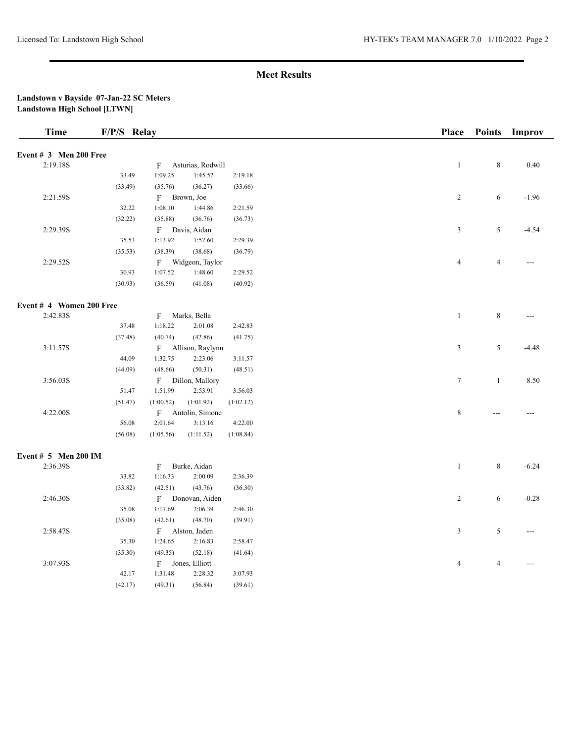**Meet Results**

**Landstown v Bayside 07-Jan-22 SC Meters**
**Landstown High School [LTWN]**

| Time | F/P/S | Relay | | | Place | Points | Improv |
|---|---|---|---|---|---|---|---|
| **Event # 3 Men 200 Free** | | | | | | | |
| 2:19.18S | | F Asturias, Rodwill | | | 1 | 8 | 0.40 |
| | 33.49 | 1:09.25 | 1:45.52 | 2:19.18 | | | |
| | (33.49) | (35.76) | (36.27) | (33.66) | | | |
| 2:21.59S | | F Brown, Joe | | | 2 | 6 | -1.96 |
| | 32.22 | 1:08.10 | 1:44.86 | 2:21.59 | | | |
| | (32.22) | (35.88) | (36.76) | (36.73) | | | |
| 2:29.39S | | F Davis, Aidan | | | 3 | 5 | -4.54 |
| | 35.53 | 1:13.92 | 1:52.60 | 2:29.39 | | | |
| | (35.53) | (38.39) | (38.68) | (36.79) | | | |
| 2:29.52S | | F Widgeon, Taylor | | | 4 | 4 | --- |
| | 30.93 | 1:07.52 | 1:48.60 | 2:29.52 | | | |
| | (30.93) | (36.59) | (41.08) | (40.92) | | | |
| **Event # 4 Women 200 Free** | | | | | | | |
| 2:42.83S | | F Marks, Bella | | | 1 | 8 | --- |
| | 37.48 | 1:18.22 | 2:01.08 | 2:42.83 | | | |
| | (37.48) | (40.74) | (42.86) | (41.75) | | | |
| 3:11.57S | | F Allison, Raylynn | | | 3 | 5 | -4.48 |
| | 44.09 | 1:32.75 | 2:23.06 | 3:11.57 | | | |
| | (44.09) | (48.66) | (50.31) | (48.51) | | | |
| 3:56.03S | | F Dillon, Mallory | | | 7 | 1 | 8.50 |
| | 51.47 | 1:51.99 | 2:53.91 | 3:56.03 | | | |
| | (51.47) | (1:00.52) | (1:01.92) | (1:02.12) | | | |
| 4:22.00S | | F Antolin, Simone | | | 8 | --- | --- |
| | 56.08 | 2:01.64 | 3:13.16 | 4:22.00 | | | |
| | (56.08) | (1:05.56) | (1:11.52) | (1:08.84) | | | |
| **Event # 5 Men 200 IM** | | | | | | | |
| 2:36.39S | | F Burke, Aidan | | | 1 | 8 | -6.24 |
| | 33.82 | 1:16.33 | 2:00.09 | 2:36.39 | | | |
| | (33.82) | (42.51) | (43.76) | (36.30) | | | |
| 2:46.30S | | F Donovan, Aiden | | | 2 | 6 | -0.28 |
| | 35.08 | 1:17.69 | 2:06.39 | 2:46.30 | | | |
| | (35.08) | (42.61) | (48.70) | (39.91) | | | |
| 2:58.47S | | F Alston, Jaden | | | 3 | 5 | --- |
| | 35.30 | 1:24.65 | 2:16.83 | 2:58.47 | | | |
| | (35.30) | (49.35) | (52.18) | (41.64) | | | |
| 3:07.93S | | F Jones, Elliott | | | 4 | 4 | --- |
| | 42.17 | 1:31.48 | 2:28.32 | 3:07.93 | | | |
| | (42.17) | (49.31) | (56.84) | (39.61) | | | |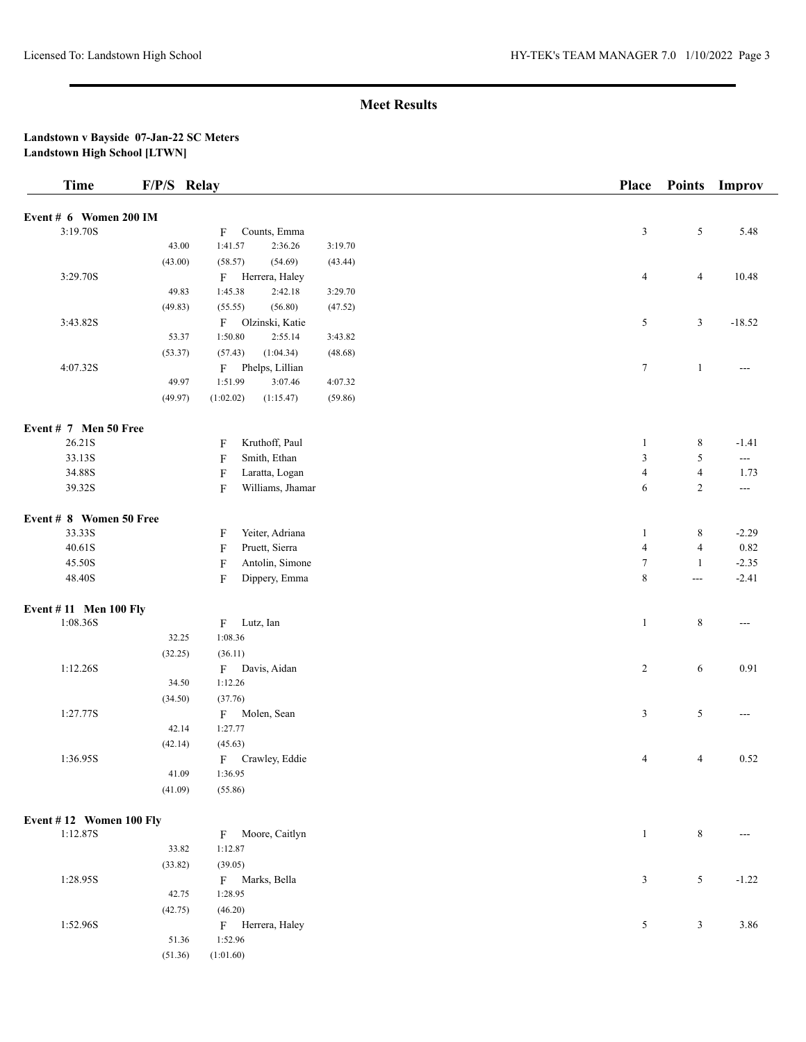## Meet Results

**Landstown v Bayside 07-Jan-22 SC Meters**
**Landstown High School [LTWN]**

| Time | F/P/S | Relay | Place | Points | Improv |
|---|---|---|---|---|---|
| **Event # 6 Women 200 IM** | | | | | |
| 3:19.70S | F | Counts, Emma | 3 | 5 | 5.48 |
| | | 43.00 1:41.57 2:36.26 3:19.70 | | | |
| | | (43.00) (58.57) (54.69) (43.44) | | | |
| 3:29.70S | F | Herrera, Haley | 4 | 4 | 10.48 |
| | | 49.83 1:45.38 2:42.18 3:29.70 | | | |
| | | (49.83) (55.55) (56.80) (47.52) | | | |
| 3:43.82S | F | Olzinski, Katie | 5 | 3 | -18.52 |
| | | 53.37 1:50.80 2:55.14 3:43.82 | | | |
| | | (53.37) (57.43) (1:04.34) (48.68) | | | |
| 4:07.32S | F | Phelps, Lillian | 7 | 1 | --- |
| | | 49.97 1:51.99 3:07.46 4:07.32 | | | |
| | | (49.97) (1:02.02) (1:15.47) (59.86) | | | |
| **Event # 7 Men 50 Free** | | | | | |
| 26.21S | F | Kruthoff, Paul | 1 | 8 | -1.41 |
| 33.13S | F | Smith, Ethan | 3 | 5 | --- |
| 34.88S | F | Laratta, Logan | 4 | 4 | 1.73 |
| 39.32S | F | Williams, Jhamar | 6 | 2 | --- |
| **Event # 8 Women 50 Free** | | | | | |
| 33.33S | F | Yeiter, Adriana | 1 | 8 | -2.29 |
| 40.61S | F | Pruett, Sierra | 4 | 4 | 0.82 |
| 45.50S | F | Antolin, Simone | 7 | 1 | -2.35 |
| 48.40S | F | Dippery, Emma | 8 | --- | -2.41 |
| **Event # 11 Men 100 Fly** | | | | | |
| 1:08.36S | F | Lutz, Ian | 1 | 8 | --- |
| | | 32.25 1:08.36 | | | |
| | | (32.25) (36.11) | | | |
| 1:12.26S | F | Davis, Aidan | 2 | 6 | 0.91 |
| | | 34.50 1:12.26 | | | |
| | | (34.50) (37.76) | | | |
| 1:27.77S | F | Molen, Sean | 3 | 5 | --- |
| | | 42.14 1:27.77 | | | |
| | | (42.14) (45.63) | | | |
| 1:36.95S | F | Crawley, Eddie | 4 | 4 | 0.52 |
| | | 41.09 1:36.95 | | | |
| | | (41.09) (55.86) | | | |
| **Event # 12 Women 100 Fly** | | | | | |
| 1:12.87S | F | Moore, Caitlyn | 1 | 8 | --- |
| | | 33.82 1:12.87 | | | |
| | | (33.82) (39.05) | | | |
| 1:28.95S | F | Marks, Bella | 3 | 5 | -1.22 |
| | | 42.75 1:28.95 | | | |
| | | (42.75) (46.20) | | | |
| 1:52.96S | F | Herrera, Haley | 5 | 3 | 3.86 |
| | | 51.36 1:52.96 | | | |
| | | (51.36) (1:01.60) | | | |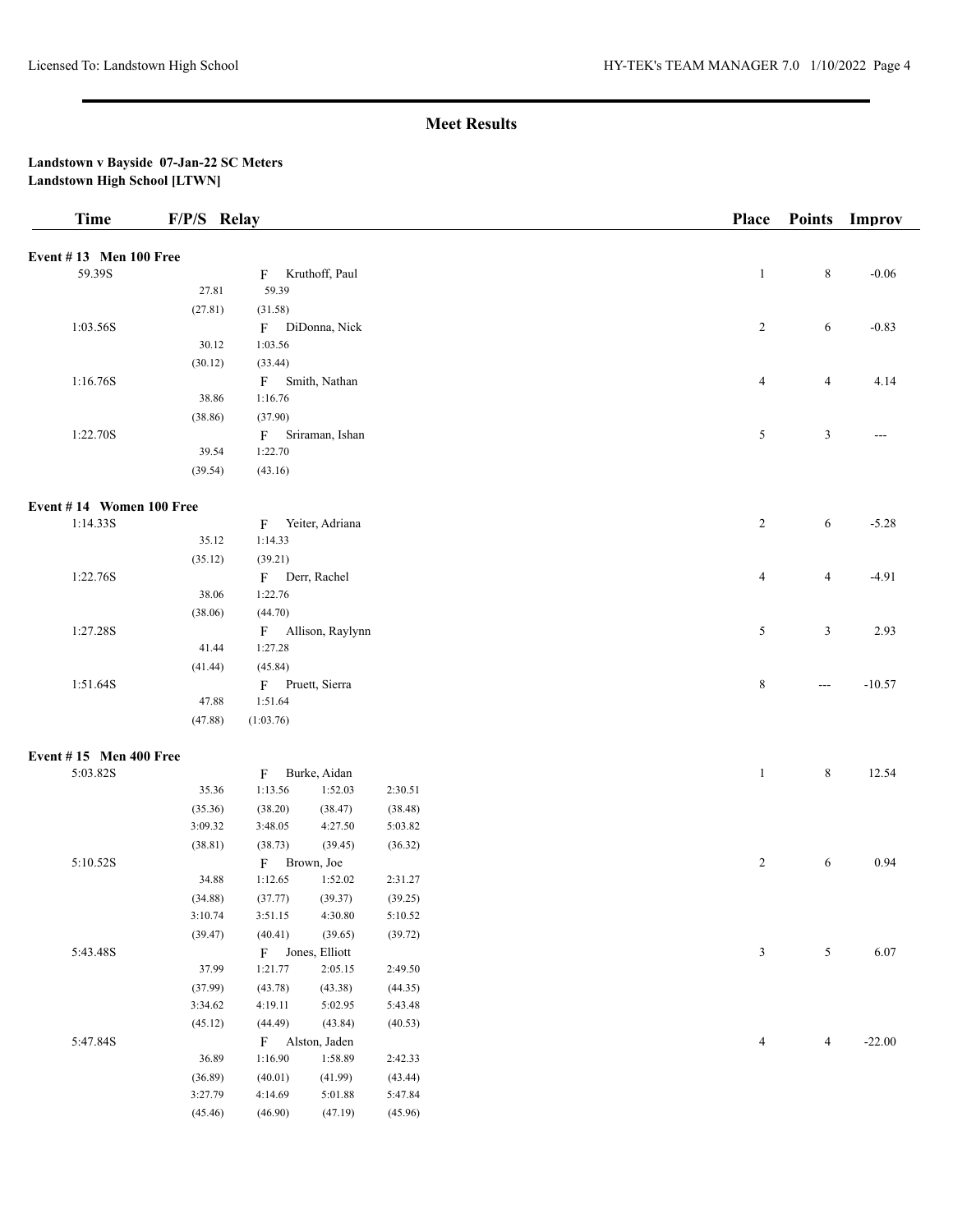## Meet Results

**Landstown v Bayside 07-Jan-22 SC Meters**
**Landstown High School [LTWN]**

| Time | F/P/S | Relay | | | Place | Points | Improv |
|---|---|---|---|---|---|---|---|
| **Event # 13 Men 100 Free** | | | | | | | |
| 59.39S | | F Kruthoff, Paul | | | 1 | 8 | -0.06 |
| | 27.81 | 59.39 | | | | | |
| | (27.81) | (31.58) | | | | | |
| 1:03.56S | | F DiDonna, Nick | | | 2 | 6 | -0.83 |
| | 30.12 | 1:03.56 | | | | | |
| | (30.12) | (33.44) | | | | | |
| 1:16.76S | | F Smith, Nathan | | | 4 | 4 | 4.14 |
| | 38.86 | 1:16.76 | | | | | |
| | (38.86) | (37.90) | | | | | |
| 1:22.70S | | F Sriraman, Ishan | | | 5 | 3 | --- |
| | 39.54 | 1:22.70 | | | | | |
| | (39.54) | (43.16) | | | | | |
| **Event # 14 Women 100 Free** | | | | | | | |
| 1:14.33S | | F Yeiter, Adriana | | | 2 | 6 | -5.28 |
| | 35.12 | 1:14.33 | | | | | |
| | (35.12) | (39.21) | | | | | |
| 1:22.76S | | F Derr, Rachel | | | 4 | 4 | -4.91 |
| | 38.06 | 1:22.76 | | | | | |
| | (38.06) | (44.70) | | | | | |
| 1:27.28S | | F Allison, Raylynn | | | 5 | 3 | 2.93 |
| | 41.44 | 1:27.28 | | | | | |
| | (41.44) | (45.84) | | | | | |
| 1:51.64S | | F Pruett, Sierra | | | 8 | --- | -10.57 |
| | 47.88 | 1:51.64 | | | | | |
| | (47.88) | (1:03.76) | | | | | |
| **Event # 15 Men 400 Free** | | | | | | | |
| 5:03.82S | | F Burke, Aidan | | | 1 | 8 | 12.54 |
| | 35.36 | 1:13.56 | 1:52.03 | 2:30.51 | | | |
| | (35.36) | (38.20) | (38.47) | (38.48) | | | |
| | 3:09.32 | 3:48.05 | 4:27.50 | 5:03.82 | | | |
| | (38.81) | (38.73) | (39.45) | (36.32) | | | |
| 5:10.52S | | F Brown, Joe | | | 2 | 6 | 0.94 |
| | 34.88 | 1:12.65 | 1:52.02 | 2:31.27 | | | |
| | (34.88) | (37.77) | (39.37) | (39.25) | | | |
| | 3:10.74 | 3:51.15 | 4:30.80 | 5:10.52 | | | |
| | (39.47) | (40.41) | (39.65) | (39.72) | | | |
| 5:43.48S | | F Jones, Elliott | | | 3 | 5 | 6.07 |
| | 37.99 | 1:21.77 | 2:05.15 | 2:49.50 | | | |
| | (37.99) | (43.78) | (43.38) | (44.35) | | | |
| | 3:34.62 | 4:19.11 | 5:02.95 | 5:43.48 | | | |
| | (45.12) | (44.49) | (43.84) | (40.53) | | | |
| 5:47.84S | | F Alston, Jaden | | | 4 | 4 | -22.00 |
| | 36.89 | 1:16.90 | 1:58.89 | 2:42.33 | | | |
| | (36.89) | (40.01) | (41.99) | (43.44) | | | |
| | 3:27.79 | 4:14.69 | 5:01.88 | 5:47.84 | | | |
| | (45.46) | (46.90) | (47.19) | (45.96) | | | |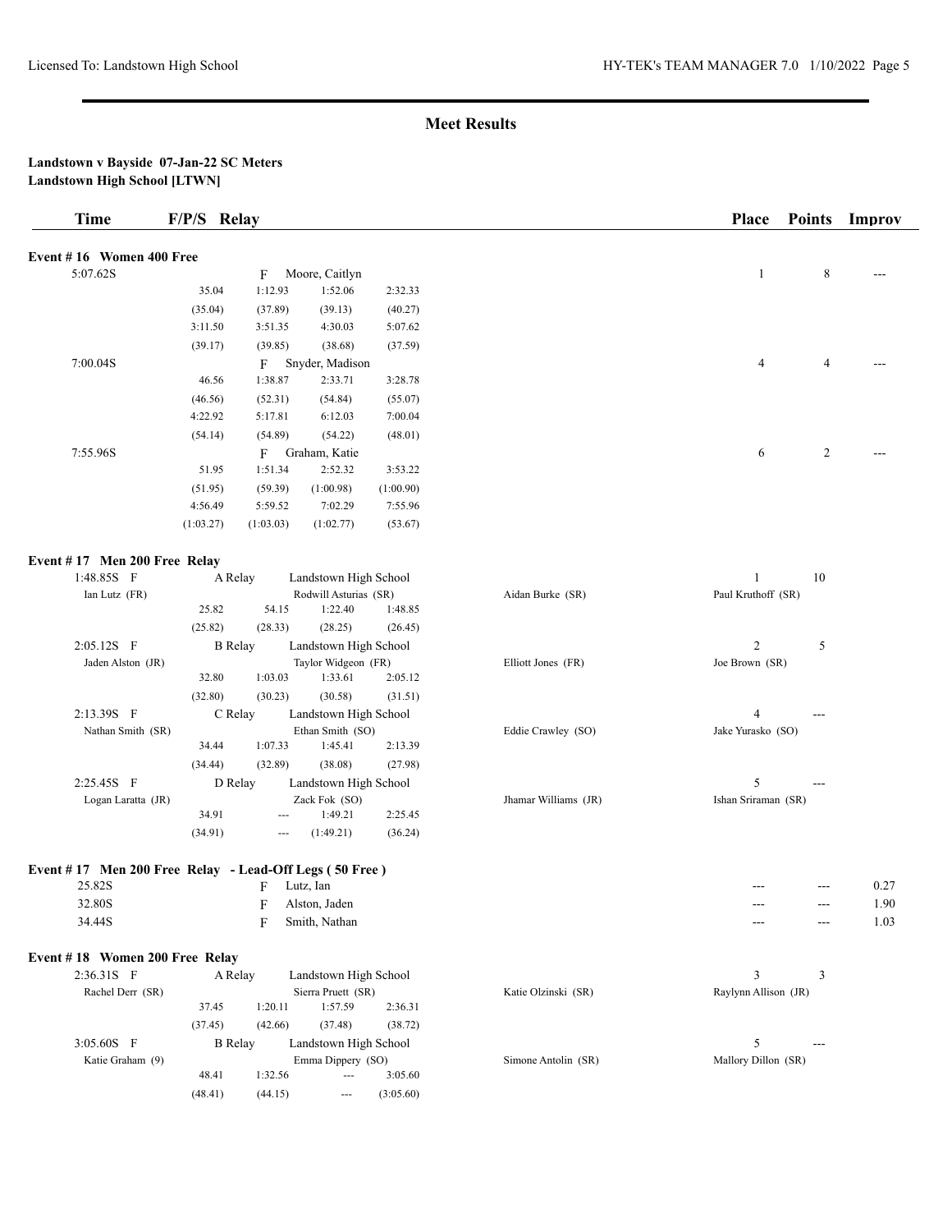## Meet Results

**Landstown v Bayside 07-Jan-22 SC Meters**
**Landstown High School [LTWN]**

| Time | F/P/S | Relay | Place | Points | Improv |
|---|---|---|---|---|---|

### Event # 16 Women 400 Free

| Time | F/P/S | Name | Place | Points | Improv |
|---|---|---|---|---|---|
| 5:07.62S | F | Moore, Caitlyn | 1 | 8 | --- |
| | | 35.04 1:12.93 1:52.06 2:32.33 | | | |
| | | (35.04) (37.89) (39.13) (40.27) | | | |
| | | 3:11.50 3:51.35 4:30.03 5:07.62 | | | |
| | | (39.17) (39.85) (38.68) (37.59) | | | |
| 7:00.04S | F | Snyder, Madison | 4 | 4 | --- |
| | | 46.56 1:38.87 2:33.71 3:28.78 | | | |
| | | (46.56) (52.31) (54.84) (55.07) | | | |
| | | 4:22.92 5:17.81 6:12.03 7:00.04 | | | |
| | | (54.14) (54.89) (54.22) (48.01) | | | |
| 7:55.96S | F | Graham, Katie | 6 | 2 | --- |
| | | 51.95 1:51.34 2:52.32 3:53.22 | | | |
| | | (51.95) (59.39) (1:00.98) (1:00.90) | | | |
| | | 4:56.49 5:59.52 7:02.29 7:55.96 | | | |
| | | (1:03.27) (1:03.03) (1:02.77) (53.67) | | | |

### Event # 17 Men 200 Free Relay

| Time | F/P/S | Relay | Place | Points | Improv |
|---|---|---|---|---|---|
| 1:48.85S | F | A Relay - Landstown High School | 1 | 10 | |
| | | Ian Lutz (FR), Rodwill Asturias (SR), Aidan Burke (SR), Paul Kruthoff (SR) | | | |
| | | 25.82 54.15 1:22.40 1:48.85 | | | |
| | | (25.82) (28.33) (28.25) (26.45) | | | |
| 2:05.12S | F | B Relay - Landstown High School | 2 | 5 | |
| | | Jaden Alston (JR), Taylor Widgeon (FR), Elliott Jones (FR), Joe Brown (SR) | | | |
| | | 32.80 1:03.03 1:33.61 2:05.12 | | | |
| | | (32.80) (30.23) (30.58) (31.51) | | | |
| 2:13.39S | F | C Relay - Landstown High School | 4 | --- | |
| | | Nathan Smith (SR), Ethan Smith (SO), Eddie Crawley (SO), Jake Yurasko (SO) | | | |
| | | 34.44 1:07.33 1:45.41 2:13.39 | | | |
| | | (34.44) (32.89) (38.08) (27.98) | | | |
| 2:25.45S | F | D Relay - Landstown High School | 5 | --- | |
| | | Logan Laratta (JR), Zack Fok (SO), Jhamar Williams (JR), Ishan Sriraman (SR) | | | |
| | | 34.91 --- 1:49.21 2:25.45 | | | |
| | | (34.91) --- (1:49.21) (36.24) | | | |

### Event # 17 Men 200 Free Relay - Lead-Off Legs ( 50 Free )

| Time | F/P/S | Name | Place | Points | Improv |
|---|---|---|---|---|---|
| 25.82S | F | Lutz, Ian | --- | --- | 0.27 |
| 32.80S | F | Alston, Jaden | --- | --- | 1.90 |
| 34.44S | F | Smith, Nathan | --- | --- | 1.03 |

### Event # 18 Women 200 Free Relay

| Time | F/P/S | Relay | Place | Points | Improv |
|---|---|---|---|---|---|
| 2:36.31S | F | A Relay - Landstown High School | 3 | 3 | |
| | | Rachel Derr (SR), Sierra Pruett (SR), Katie Olzinski (SR), Raylynn Allison (JR) | | | |
| | | 37.45 1:20.11 1:57.59 2:36.31 | | | |
| | | (37.45) (42.66) (37.48) (38.72) | | | |
| 3:05.60S | F | B Relay - Landstown High School | 5 | --- | |
| | | Katie Graham (9), Emma Dippery (SO), Simone Antolin (SR), Mallory Dillon (SR) | | | |
| | | 48.41 1:32.56 --- 3:05.60 | | | |
| | | (48.41) (44.15) --- (3:05.60) | | | |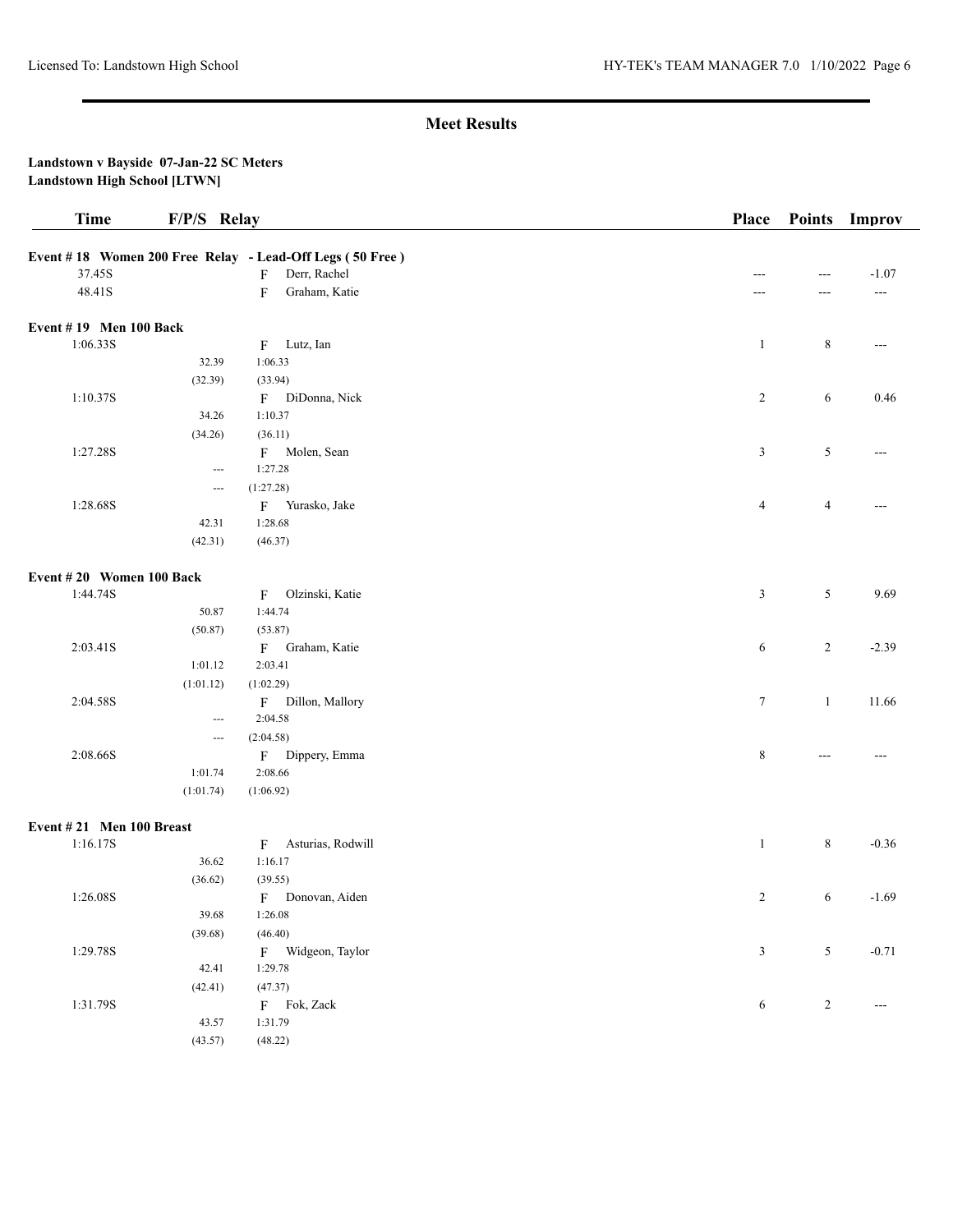## Meet Results

**Landstown v Bayside 07-Jan-22 SC Meters**
**Landstown High School [LTWN]**

| Time | F/P/S | Relay | Place | Points | Improv |
|---|---|---|---|---|---|
| **Event # 18 Women 200 Free Relay - Lead-Off Legs ( 50 Free )** | | | | | |
| 37.45S | | F Derr, Rachel | --- | --- | -1.07 |
| 48.41S | | F Graham, Katie | --- | --- | --- |
| **Event # 19 Men 100 Back** | | | | | |
| 1:06.33S | | F Lutz, Ian | 1 | 8 | --- |
| | 32.39 | 1:06.33 | | | |
| | (32.39) | (33.94) | | | |
| 1:10.37S | | F DiDonna, Nick | 2 | 6 | 0.46 |
| | 34.26 | 1:10.37 | | | |
| | (34.26) | (36.11) | | | |
| 1:27.28S | | F Molen, Sean | 3 | 5 | --- |
| | --- | 1:27.28 | | | |
| | --- | (1:27.28) | | | |
| 1:28.68S | | F Yurasko, Jake | 4 | 4 | --- |
| | 42.31 | 1:28.68 | | | |
| | (42.31) | (46.37) | | | |
| **Event # 20 Women 100 Back** | | | | | |
| 1:44.74S | | F Olzinski, Katie | 3 | 5 | 9.69 |
| | 50.87 | 1:44.74 | | | |
| | (50.87) | (53.87) | | | |
| 2:03.41S | | F Graham, Katie | 6 | 2 | -2.39 |
| | 1:01.12 | 2:03.41 | | | |
| | (1:01.12) | (1:02.29) | | | |
| 2:04.58S | | F Dillon, Mallory | 7 | 1 | 11.66 |
| | --- | 2:04.58 | | | |
| | --- | (2:04.58) | | | |
| 2:08.66S | | F Dippery, Emma | 8 | --- | --- |
| | 1:01.74 | 2:08.66 | | | |
| | (1:01.74) | (1:06.92) | | | |
| **Event # 21 Men 100 Breast** | | | | | |
| 1:16.17S | | F Asturias, Rodwill | 1 | 8 | -0.36 |
| | 36.62 | 1:16.17 | | | |
| | (36.62) | (39.55) | | | |
| 1:26.08S | | F Donovan, Aiden | 2 | 6 | -1.69 |
| | 39.68 | 1:26.08 | | | |
| | (39.68) | (46.40) | | | |
| 1:29.78S | | F Widgeon, Taylor | 3 | 5 | -0.71 |
| | 42.41 | 1:29.78 | | | |
| | (42.41) | (47.37) | | | |
| 1:31.79S | | F Fok, Zack | 6 | 2 | --- |
| | 43.57 | 1:31.79 | | | |
| | (43.57) | (48.22) | | | |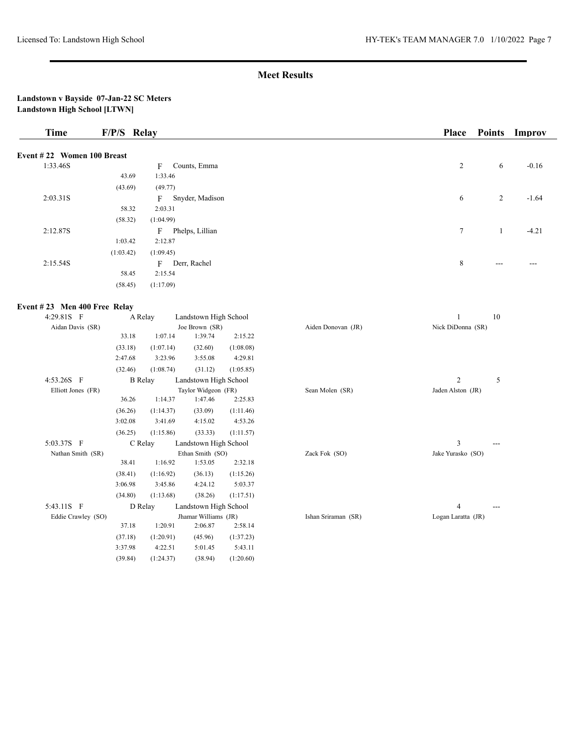## Meet Results

**Landstown v Bayside 07-Jan-22 SC Meters**
**Landstown High School [LTWN]**

| Time | F/P/S | Relay | Place | Points | Improv |
|---|---|---|---|---|---|

**Event # 22 Women 100 Breast**

| Time | Splits | F/P/S | Name | Place | Points | Improv |
|---|---|---|---|---|---|---|
| 1:33.46S | 43.69 (43.69), 1:33.46 (49.77) | F | Counts, Emma | 2 | 6 | -0.16 |
| 2:03.31S | 58.32 (58.32), 2:03.31 (1:04.99) | F | Snyder, Madison | 6 | 2 | -1.64 |
| 2:12.87S | 1:03.42 (1:03.42), 2:12.87 (1:09.45) | F | Phelps, Lillian | 7 | 1 | -4.21 |
| 2:15.54S | 58.45 (58.45), 2:15.54 (1:17.09) | F | Derr, Rachel | 8 | --- | --- |

**Event # 23 Men 400 Free Relay**

| Time | F/P/S | Relay | Team | Place | Points |
|---|---|---|---|---|---|
| 4:29.81S | F | A Relay | Landstown High School | 1 | 10 |

Aidan Davis (SR), Joe Brown (SR), Aiden Donovan (JR), Nick DiDonna (SR)

| | | | |
|---|---|---|---|
| 33.18 | 1:07.14 | 1:39.74 | 2:15.22 |
| (33.18) | (1:07.14) | (32.60) | (1:08.08) |
| 2:47.68 | 3:23.96 | 3:55.08 | 4:29.81 |
| (32.46) | (1:08.74) | (31.12) | (1:05.85) |

| Time | F/P/S | Relay | Team | Place | Points |
|---|---|---|---|---|---|
| 4:53.26S | F | B Relay | Landstown High School | 2 | 5 |

Elliott Jones (FR), Taylor Widgeon (FR), Sean Molen (SR), Jaden Alston (JR)

| | | | |
|---|---|---|---|
| 36.26 | 1:14.37 | 1:47.46 | 2:25.83 |
| (36.26) | (1:14.37) | (33.09) | (1:11.46) |
| 3:02.08 | 3:41.69 | 4:15.02 | 4:53.26 |
| (36.25) | (1:15.86) | (33.33) | (1:11.57) |

| Time | F/P/S | Relay | Team | Place | Points |
|---|---|---|---|---|---|
| 5:03.37S | F | C Relay | Landstown High School | 3 | --- |

Nathan Smith (SR), Ethan Smith (SO), Zack Fok (SO), Jake Yurasko (SO)

| | | | |
|---|---|---|---|
| 38.41 | 1:16.92 | 1:53.05 | 2:32.18 |
| (38.41) | (1:16.92) | (36.13) | (1:15.26) |
| 3:06.98 | 3:45.86 | 4:24.12 | 5:03.37 |
| (34.80) | (1:13.68) | (38.26) | (1:17.51) |

| Time | F/P/S | Relay | Team | Place | Points |
|---|---|---|---|---|---|
| 5:43.11S | F | D Relay | Landstown High School | 4 | --- |

Eddie Crawley (SO), Jhamar Williams (JR), Ishan Sriraman (SR), Logan Laratta (JR)

| | | | |
|---|---|---|---|
| 37.18 | 1:20.91 | 2:06.87 | 2:58.14 |
| (37.18) | (1:20.91) | (45.96) | (1:37.23) |
| 3:37.98 | 4:22.51 | 5:01.45 | 5:43.11 |
| (39.84) | (1:24.37) | (38.94) | (1:20.60) |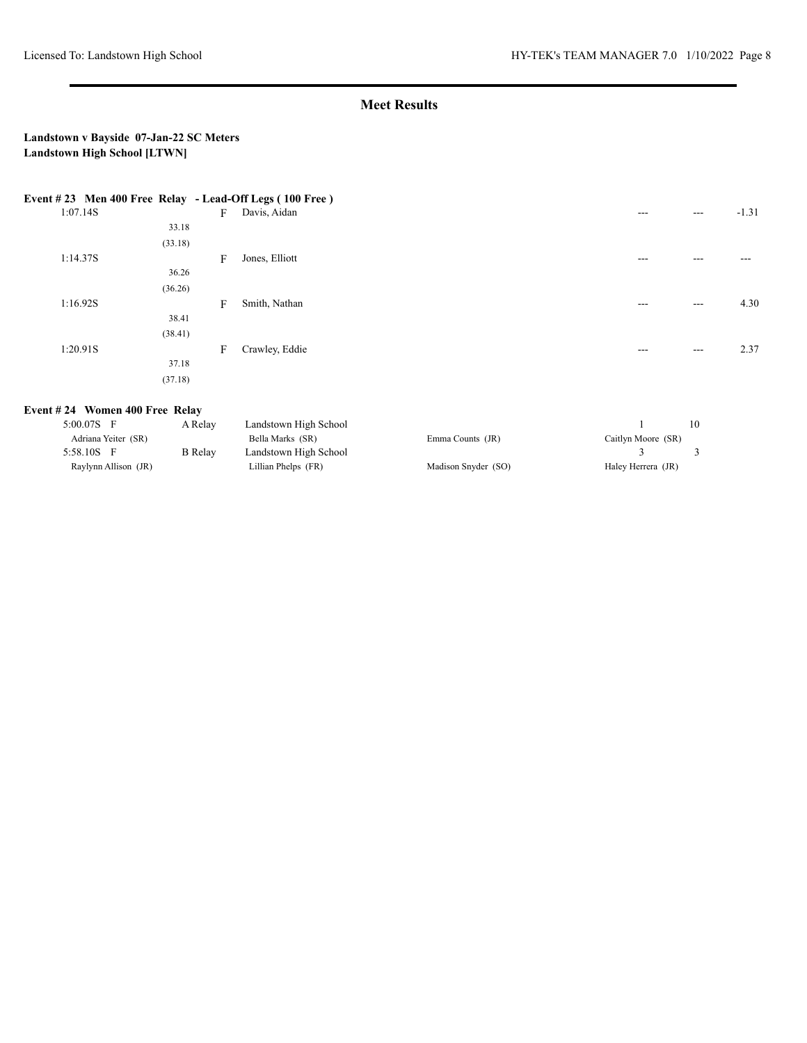## Meet Results

**Landstown v Bayside 07-Jan-22 SC Meters**
**Landstown High School [LTWN]**

**Event # 23 Men 400 Free Relay - Lead-Off Legs ( 100 Free )**

| | | | | | | |
|---|---|---|---|---|---|---|
| 1:07.14S | | F | Davis, Aidan | --- | --- | -1.31 |
| | 33.18 | | | | | |
| | (33.18) | | | | | |
| 1:14.37S | | F | Jones, Elliott | --- | --- | --- |
| | 36.26 | | | | | |
| | (36.26) | | | | | |
| 1:16.92S | | F | Smith, Nathan | --- | --- | 4.30 |
| | 38.41 | | | | | |
| | (38.41) | | | | | |
| 1:20.91S | | F | Crawley, Eddie | --- | --- | 2.37 |
| | 37.18 | | | | | |
| | (37.18) | | | | | |

**Event # 24 Women 400 Free Relay**

| | | | | | |
|---|---|---|---|---|---|
| 5:00.07S F | A Relay | Landstown High School | | 1 | 10 |
| Adriana Yeiter (SR) | | Bella Marks (SR) | Emma Counts (JR) | Caitlyn Moore (SR) | |
| 5:58.10S F | B Relay | Landstown High School | | 3 | 3 |
| Raylynn Allison (JR) | | Lillian Phelps (FR) | Madison Snyder (SO) | Haley Herrera (JR) | |